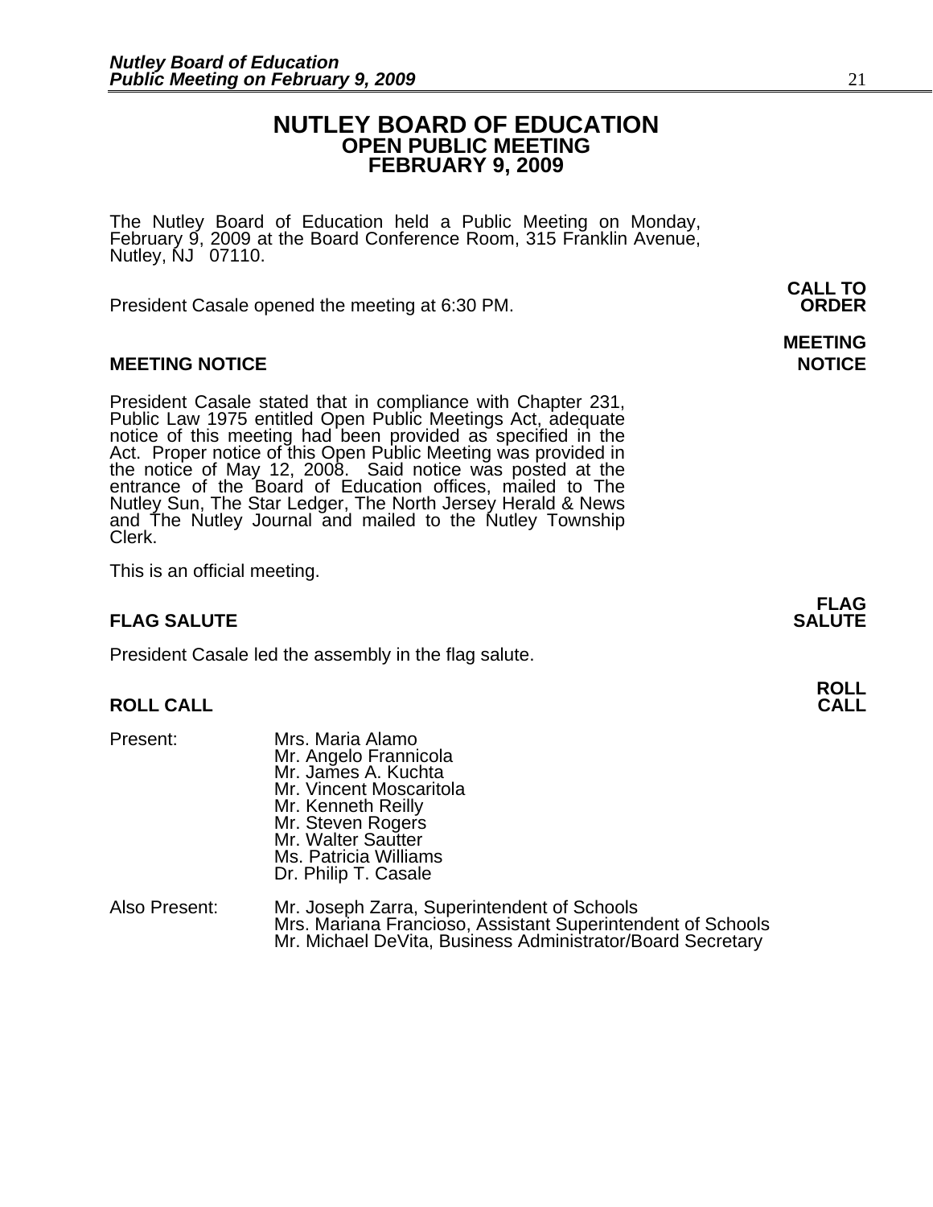# NUTLEY BOARD OF EDUCATION
## OPEN PUBLIC MEETING
## FEBRUARY 9, 2009

The Nutley Board of Education held a Public Meeting on Monday, February 9, 2009 at the Board Conference Room, 315 Franklin Avenue, Nutley, NJ 07110.

**CALL TO ORDER**

President Casale opened the meeting at 6:30 PM.

**MEETING NOTICE**

President Casale stated that in compliance with Chapter 231, Public Law 1975 entitled Open Public Meetings Act, adequate notice of this meeting had been provided as specified in the Act. Proper notice of this Open Public Meeting was provided in the notice of May 12, 2008. Said notice was posted at the entrance of the Board of Education offices, mailed to The Nutley Sun, The Star Ledger, The North Jersey Herald & News and The Nutley Journal and mailed to the Nutley Township Clerk.

This is an official meeting.

**FLAG SALUTE**

President Casale led the assembly in the flag salute.

**ROLL CALL**

Present:
- Mrs. Maria Alamo
- Mr. Angelo Frannicola
- Mr. James A. Kuchta
- Mr. Vincent Moscaritola
- Mr. Kenneth Reilly
- Mr. Steven Rogers
- Mr. Walter Sautter
- Ms. Patricia Williams
- Dr. Philip T. Casale

Also Present:
- Mr. Joseph Zarra, Superintendent of Schools
- Mrs. Mariana Francioso, Assistant Superintendent of Schools
- Mr. Michael DeVita, Business Administrator/Board Secretary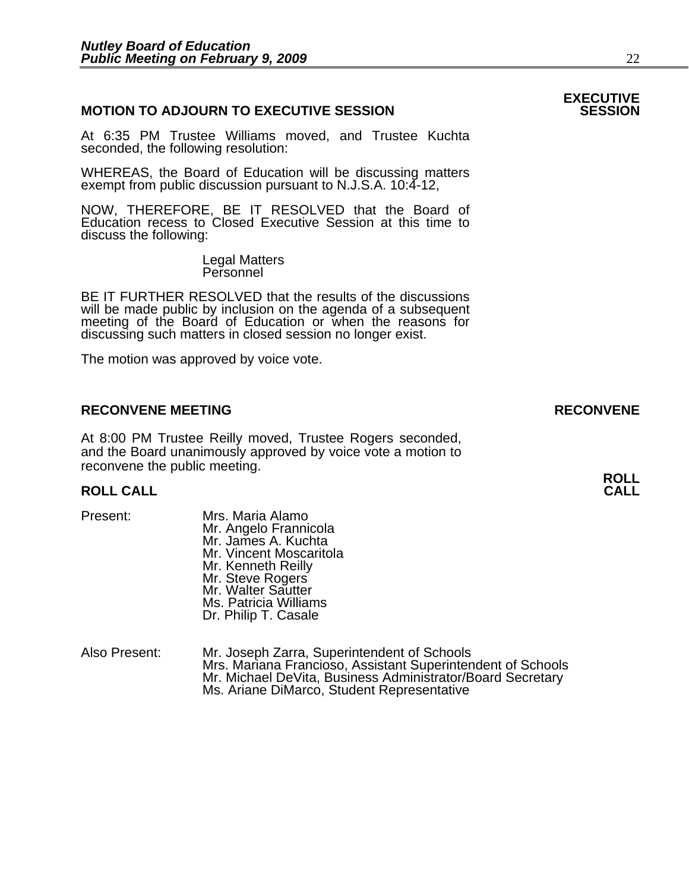## MOTION TO ADJOURN TO EXECUTIVE SESSION

**EXECUTIVE SESSION**

At 6:35 PM Trustee Williams moved, and Trustee Kuchta seconded, the following resolution:

WHEREAS, the Board of Education will be discussing matters exempt from public discussion pursuant to N.J.S.A. 10:4-12,

NOW, THEREFORE, BE IT RESOLVED that the Board of Education recess to Closed Executive Session at this time to discuss the following:

Legal Matters
Personnel

BE IT FURTHER RESOLVED that the results of the discussions will be made public by inclusion on the agenda of a subsequent meeting of the Board of Education or when the reasons for discussing such matters in closed session no longer exist.

The motion was approved by voice vote.

## RECONVENE MEETING

**RECONVENE**

At 8:00 PM Trustee Reilly moved, Trustee Rogers seconded, and the Board unanimously approved by voice vote a motion to reconvene the public meeting.

## ROLL CALL

**ROLL CALL**

Present:
Mrs. Maria Alamo
Mr. Angelo Frannicola
Mr. James A. Kuchta
Mr. Vincent Moscaritola
Mr. Kenneth Reilly
Mr. Steve Rogers
Mr. Walter Sautter
Ms. Patricia Williams
Dr. Philip T. Casale

Also Present:
Mr. Joseph Zarra, Superintendent of Schools
Mrs. Mariana Francioso, Assistant Superintendent of Schools
Mr. Michael DeVita, Business Administrator/Board Secretary
Ms. Ariane DiMarco, Student Representative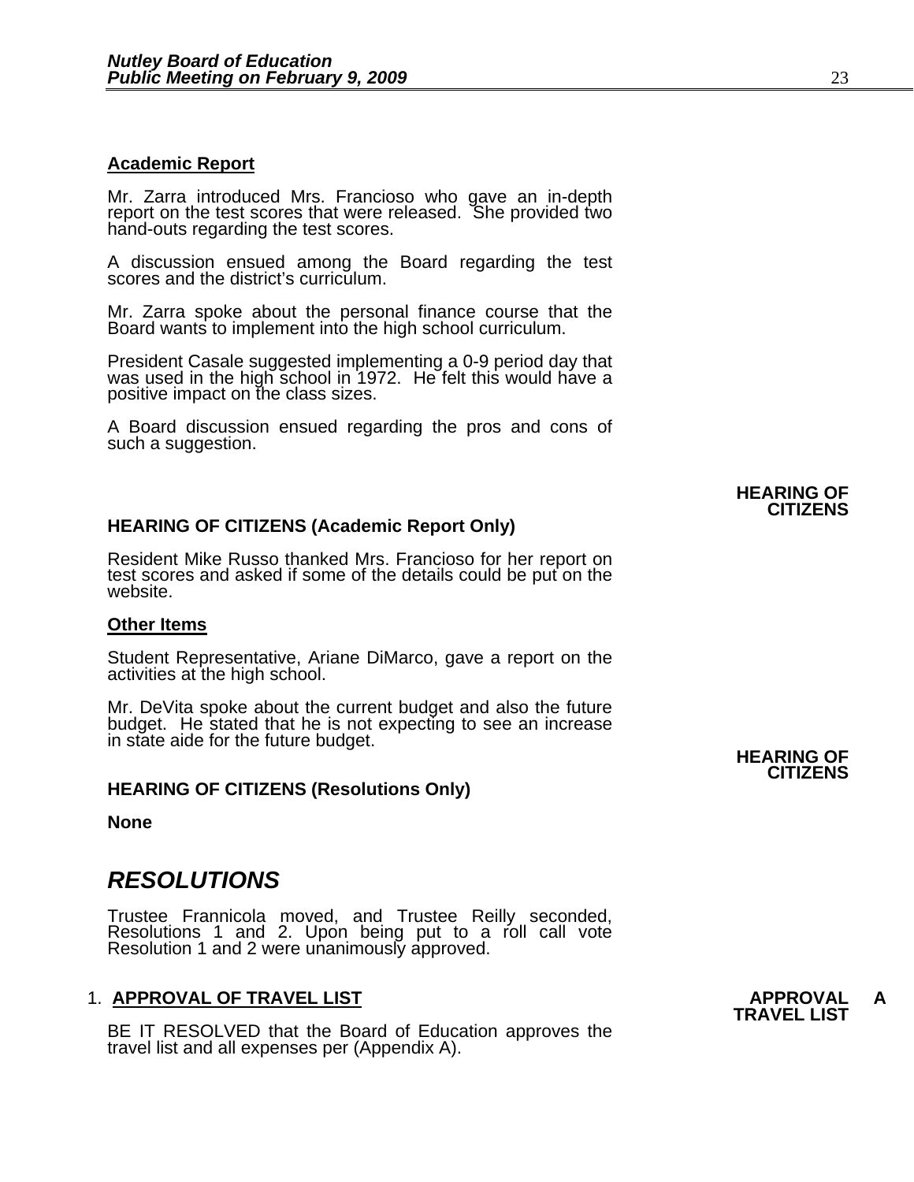**Academic Report**

Mr. Zarra introduced Mrs. Francioso who gave an in-depth report on the test scores that were released. She provided two hand-outs regarding the test scores.

A discussion ensued among the Board regarding the test scores and the district's curriculum.

Mr. Zarra spoke about the personal finance course that the Board wants to implement into the high school curriculum.

President Casale suggested implementing a 0-9 period day that was used in the high school in 1972. He felt this would have a positive impact on the class sizes.

A Board discussion ensued regarding the pros and cons of such a suggestion.

**HEARING OF CITIZENS**

**HEARING OF CITIZENS (Academic Report Only)**

Resident Mike Russo thanked Mrs. Francioso for her report on test scores and asked if some of the details could be put on the website.

**Other Items**

Student Representative, Ariane DiMarco, gave a report on the activities at the high school.

Mr. DeVita spoke about the current budget and also the future budget. He stated that he is not expecting to see an increase in state aide for the future budget.

**HEARING OF CITIZENS**

**HEARING OF CITIZENS (Resolutions Only)**

**None**

## *RESOLUTIONS*

Trustee Frannicola moved, and Trustee Reilly seconded, Resolutions 1 and 2. Upon being put to a roll call vote Resolution 1 and 2 were unanimously approved.

1. **APPROVAL OF TRAVEL LIST**

**APPROVAL A TRAVEL LIST**

BE IT RESOLVED that the Board of Education approves the travel list and all expenses per (Appendix A).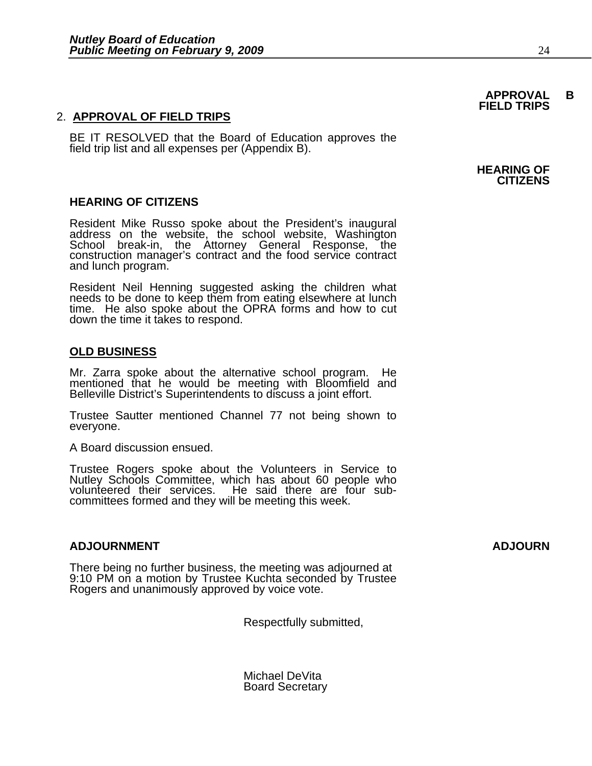**APPROVAL B FIELD TRIPS**

2. **APPROVAL OF FIELD TRIPS**

BE IT RESOLVED that the Board of Education approves the field trip list and all expenses per (Appendix B).

**HEARING OF CITIZENS**

### HEARING OF CITIZENS

Resident Mike Russo spoke about the President's inaugural address on the website, the school website, Washington School break-in, the Attorney General Response, the construction manager's contract and the food service contract and lunch program.

Resident Neil Henning suggested asking the children what needs to be done to keep them from eating elsewhere at lunch time. He also spoke about the OPRA forms and how to cut down the time it takes to respond.

### OLD BUSINESS

Mr. Zarra spoke about the alternative school program. He mentioned that he would be meeting with Bloomfield and Belleville District's Superintendents to discuss a joint effort.

Trustee Sautter mentioned Channel 77 not being shown to everyone.

A Board discussion ensued.

Trustee Rogers spoke about the Volunteers in Service to Nutley Schools Committee, which has about 60 people who volunteered their services. He said there are four sub-committees formed and they will be meeting this week.

### ADJOURNMENT

**ADJOURN**

There being no further business, the meeting was adjourned at 9:10 PM on a motion by Trustee Kuchta seconded by Trustee Rogers and unanimously approved by voice vote.

Respectfully submitted,

Michael DeVita
Board Secretary